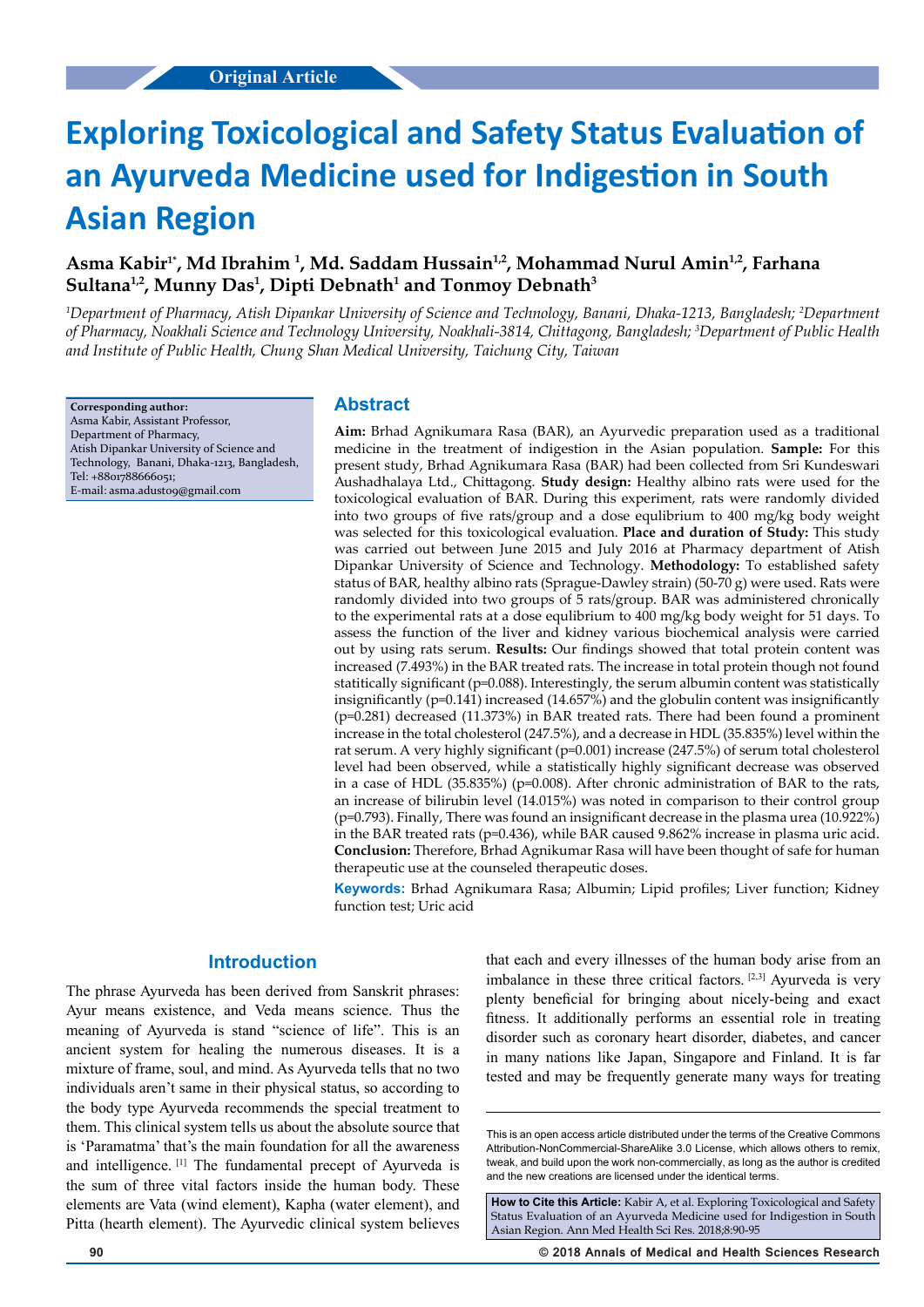Original Article

# Exploring Toxicological and Safety Status Evaluation of an Ayurveda Medicine used for Indigestion in South Asian Region

**Asma Kabir[1*], Md Ibrahim [1], Md. Saddam Hussain[1,2], Mohammad Nurul Amin[1,2], Farhana Sultana[1,2], Munny Das[1], Dipti Debnath[1] and Tonmoy Debnath[3]**

*[1]Department of Pharmacy, Atish Dipankar University of Science and Technology, Banani, Dhaka-1213, Bangladesh; [2]Department of Pharmacy, Noakhali Science and Technology University, Noakhali-3814, Chittagong, Bangladesh; [3]Department of Public Health and Institute of Public Health, Chung Shan Medical University, Taichung City, Taiwan*

**Corresponding author:**
Asma Kabir, Assistant Professor,
Department of Pharmacy,
Atish Dipankar University of Science and Technology, Banani, Dhaka-1213, Bangladesh,
Tel: +8801788666051;
E-mail: asma.adust09@gmail.com

## Abstract

**Aim:** Brhad Agnikumara Rasa (BAR), an Ayurvedic preparation used as a traditional medicine in the treatment of indigestion in the Asian population. **Sample:** For this present study, Brhad Agnikumara Rasa (BAR) had been collected from Sri Kundeswari Aushadhalaya Ltd., Chittagong. **Study design:** Healthy albino rats were used for the toxicological evaluation of BAR. During this experiment, rats were randomly divided into two groups of five rats/group and a dose equlibrium to 400 mg/kg body weight was selected for this toxicological evaluation. **Place and duration of Study:** This study was carried out between June 2015 and July 2016 at Pharmacy department of Atish Dipankar University of Science and Technology. **Methodology:** To established safety status of BAR, healthy albino rats (Sprague-Dawley strain) (50-70 g) were used. Rats were randomly divided into two groups of 5 rats/group. BAR was administered chronically to the experimental rats at a dose equlibrium to 400 mg/kg body weight for 51 days. To assess the function of the liver and kidney various biochemical analysis were carried out by using rats serum. **Results:** Our findings showed that total protein content was increased (7.493%) in the BAR treated rats. The increase in total protein though not found statitically significant (p=0.088). Interestingly, the serum albumin content was statistically insignificantly (p=0.141) increased (14.657%) and the globulin content was insignificantly (p=0.281) decreased (11.373%) in BAR treated rats. There had been found a prominent increase in the total cholesterol (247.5%), and a decrease in HDL (35.835%) level within the rat serum. A very highly significant (p=0.001) increase (247.5%) of serum total cholesterol level had been observed, while a statistically highly significant decrease was observed in a case of HDL (35.835%) (p=0.008). After chronic administration of BAR to the rats, an increase of bilirubin level (14.015%) was noted in comparison to their control group (p=0.793). Finally, There was found an insignificant decrease in the plasma urea (10.922%) in the BAR treated rats (p=0.436), while BAR caused 9.862% increase in plasma uric acid. **Conclusion:** Therefore, Brhad Agnikumar Rasa will have been thought of safe for human therapeutic use at the counseled therapeutic doses.

**Keywords:** Brhad Agnikumara Rasa; Albumin; Lipid profiles; Liver function; Kidney function test; Uric acid

## Introduction

The phrase Ayurveda has been derived from Sanskrit phrases: Ayur means existence, and Veda means science. Thus the meaning of Ayurveda is stand "science of life". This is an ancient system for healing the numerous diseases. It is a mixture of frame, soul, and mind. As Ayurveda tells that no two individuals aren't same in their physical status, so according to the body type Ayurveda recommends the special treatment to them. This clinical system tells us about the absolute source that is 'Paramatma' that's the main foundation for all the awareness and intelligence. [1] The fundamental precept of Ayurveda is the sum of three vital factors inside the human body. These elements are Vata (wind element), Kapha (water element), and Pitta (hearth element). The Ayurvedic clinical system believes that each and every illnesses of the human body arise from an imbalance in these three critical factors. [2,3] Ayurveda is very plenty beneficial for bringing about nicely-being and exact fitness. It additionally performs an essential role in treating disorder such as coronary heart disorder, diabetes, and cancer in many nations like Japan, Singapore and Finland. It is far tested and may be frequently generate many ways for treating

This is an open access article distributed under the terms of the Creative Commons Attribution-NonCommercial-ShareAlike 3.0 License, which allows others to remix, tweak, and build upon the work non-commercially, as long as the author is credited and the new creations are licensed under the identical terms.

**How to Cite this Article:** Kabir A, et al. Exploring Toxicological and Safety Status Evaluation of an Ayurveda Medicine used for Indigestion in South Asian Region. Ann Med Health Sci Res. 2018;8:90-95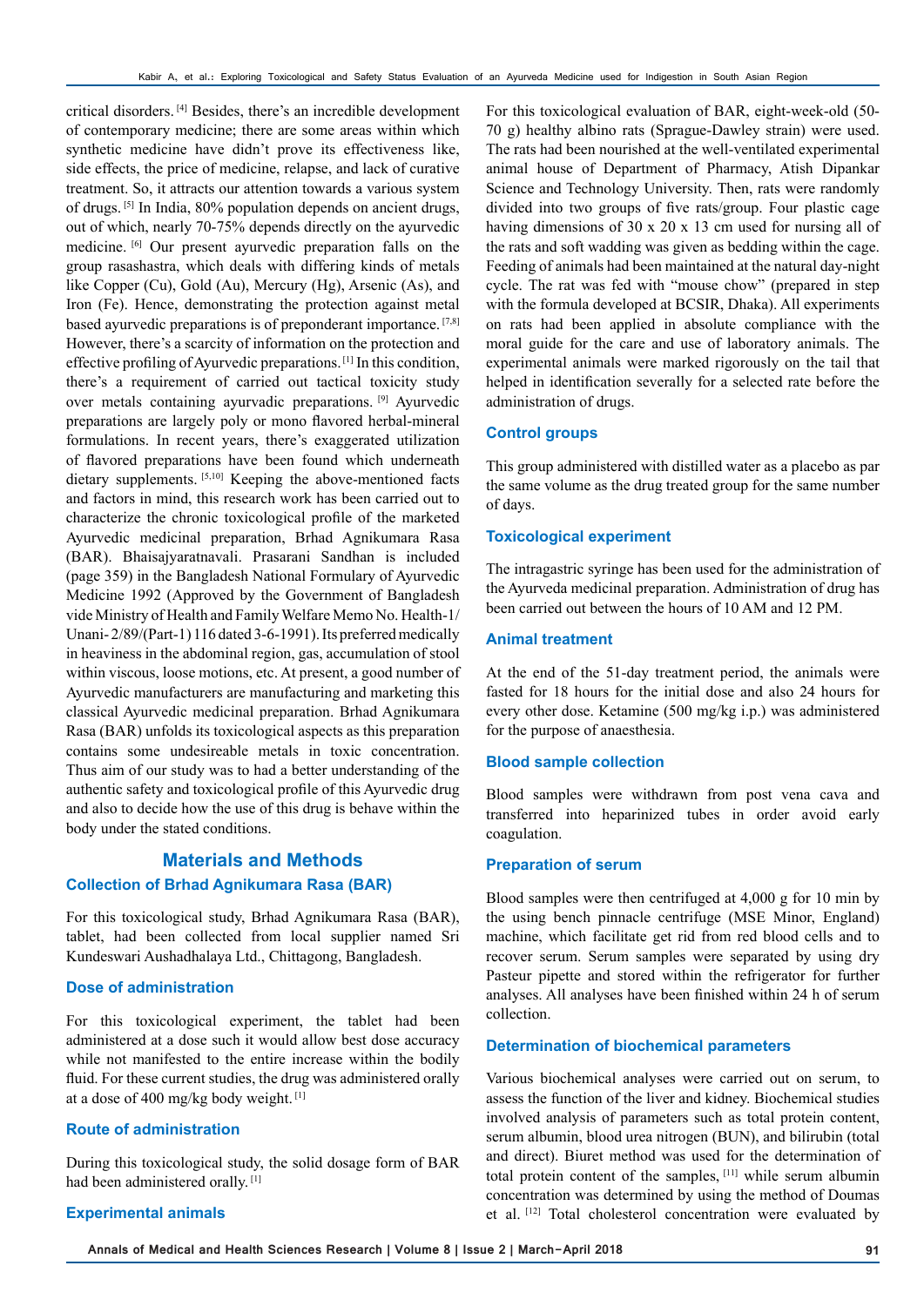critical disorders. [4] Besides, there's an incredible development of contemporary medicine; there are some areas within which synthetic medicine have didn't prove its effectiveness like, side effects, the price of medicine, relapse, and lack of curative treatment. So, it attracts our attention towards a various system of drugs. [5] In India, 80% population depends on ancient drugs, out of which, nearly 70-75% depends directly on the ayurvedic medicine. [6] Our present ayurvedic preparation falls on the group rasashastra, which deals with differing kinds of metals like Copper (Cu), Gold (Au), Mercury (Hg), Arsenic (As), and Iron (Fe). Hence, demonstrating the protection against metal based ayurvedic preparations is of preponderant importance. [7,8] However, there's a scarcity of information on the protection and effective profiling of Ayurvedic preparations. [1] In this condition, there's a requirement of carried out tactical toxicity study over metals containing ayurvadic preparations. [9] Ayurvedic preparations are largely poly or mono flavored herbal-mineral formulations. In recent years, there's exaggerated utilization of flavored preparations have been found which underneath dietary supplements. [5,10] Keeping the above-mentioned facts and factors in mind, this research work has been carried out to characterize the chronic toxicological profile of the marketed Ayurvedic medicinal preparation, Brhad Agnikumara Rasa (BAR). Bhaisajyaratnavali. Prasarani Sandhan is included (page 359) in the Bangladesh National Formulary of Ayurvedic Medicine 1992 (Approved by the Government of Bangladesh vide Ministry of Health and Family Welfare Memo No. Health-1/ Unani- 2/89/(Part-1) 116 dated 3-6-1991). Its preferred medically in heaviness in the abdominal region, gas, accumulation of stool within viscous, loose motions, etc. At present, a good number of Ayurvedic manufacturers are manufacturing and marketing this classical Ayurvedic medicinal preparation. Brhad Agnikumara Rasa (BAR) unfolds its toxicological aspects as this preparation contains some undesireable metals in toxic concentration. Thus aim of our study was to had a better understanding of the authentic safety and toxicological profile of this Ayurvedic drug and also to decide how the use of this drug is behave within the body under the stated conditions.

## Materials and Methods

### Collection of Brhad Agnikumara Rasa (BAR)

For this toxicological study, Brhad Agnikumara Rasa (BAR), tablet, had been collected from local supplier named Sri Kundeswari Aushadhalaya Ltd., Chittagong, Bangladesh.

### Dose of administration

For this toxicological experiment, the tablet had been administered at a dose such it would allow best dose accuracy while not manifested to the entire increase within the bodily fluid. For these current studies, the drug was administered orally at a dose of 400 mg/kg body weight. [1]

### Route of administration

During this toxicological study, the solid dosage form of BAR had been administered orally. [1]

### Experimental animals

For this toxicological evaluation of BAR, eight-week-old (50-70 g) healthy albino rats (Sprague-Dawley strain) were used. The rats had been nourished at the well-ventilated experimental animal house of Department of Pharmacy, Atish Dipankar Science and Technology University. Then, rats were randomly divided into two groups of five rats/group. Four plastic cage having dimensions of 30 x 20 x 13 cm used for nursing all of the rats and soft wadding was given as bedding within the cage. Feeding of animals had been maintained at the natural day-night cycle. The rat was fed with "mouse chow" (prepared in step with the formula developed at BCSIR, Dhaka). All experiments on rats had been applied in absolute compliance with the moral guide for the care and use of laboratory animals. The experimental animals were marked rigorously on the tail that helped in identification severally for a selected rate before the administration of drugs.

### Control groups

This group administered with distilled water as a placebo as par the same volume as the drug treated group for the same number of days.

### Toxicological experiment

The intragastric syringe has been used for the administration of the Ayurveda medicinal preparation. Administration of drug has been carried out between the hours of 10 AM and 12 PM.

### Animal treatment

At the end of the 51-day treatment period, the animals were fasted for 18 hours for the initial dose and also 24 hours for every other dose. Ketamine (500 mg/kg i.p.) was administered for the purpose of anaesthesia.

### Blood sample collection

Blood samples were withdrawn from post vena cava and transferred into heparinized tubes in order avoid early coagulation.

### Preparation of serum

Blood samples were then centrifuged at 4,000 g for 10 min by the using bench pinnacle centrifuge (MSE Minor, England) machine, which facilitate get rid from red blood cells and to recover serum. Serum samples were separated by using dry Pasteur pipette and stored within the refrigerator for further analyses. All analyses have been finished within 24 h of serum collection.

### Determination of biochemical parameters

Various biochemical analyses were carried out on serum, to assess the function of the liver and kidney. Biochemical studies involved analysis of parameters such as total protein content, serum albumin, blood urea nitrogen (BUN), and bilirubin (total and direct). Biuret method was used for the determination of total protein content of the samples, [11] while serum albumin concentration was determined by using the method of Doumas et al. [12] Total cholesterol concentration were evaluated by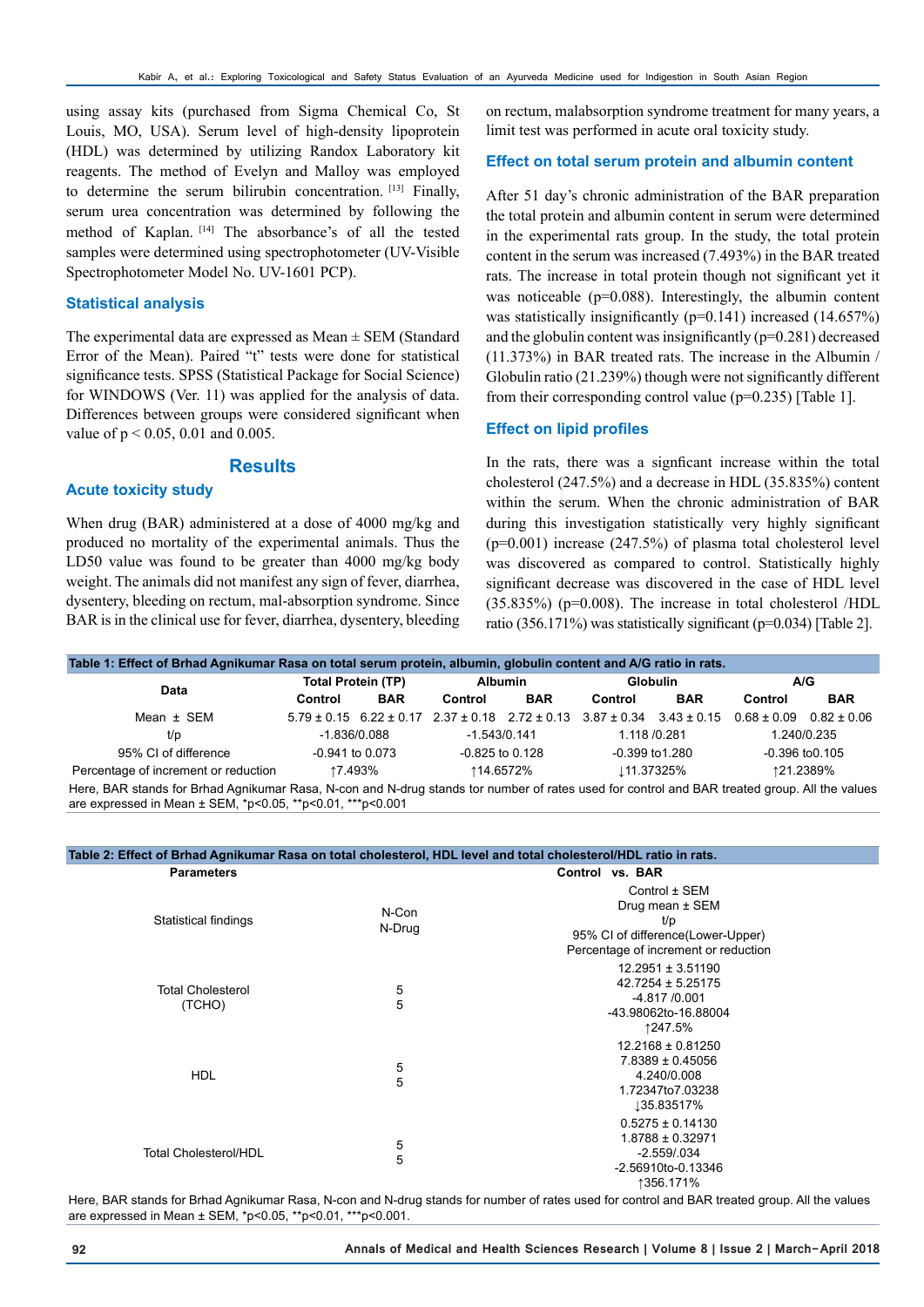using assay kits (purchased from Sigma Chemical Co, St Louis, MO, USA). Serum level of high-density lipoprotein (HDL) was determined by utilizing Randox Laboratory kit reagents. The method of Evelyn and Malloy was employed to determine the serum bilirubin concentration. [13] Finally, serum urea concentration was determined by following the method of Kaplan. [14] The absorbance's of all the tested samples were determined using spectrophotometer (UV-Visible Spectrophotometer Model No. UV-1601 PCP).

### Statistical analysis

The experimental data are expressed as Mean ± SEM (Standard Error of the Mean). Paired "t" tests were done for statistical significance tests. SPSS (Statistical Package for Social Science) for WINDOWS (Ver. 11) was applied for the analysis of data. Differences between groups were considered significant when value of $p < 0.05$, 0.01 and 0.005.

## Results

### Acute toxicity study

When drug (BAR) administered at a dose of 4000 mg/kg and produced no mortality of the experimental animals. Thus the LD50 value was found to be greater than 4000 mg/kg body weight. The animals did not manifest any sign of fever, diarrhea, dysentery, bleeding on rectum, mal-absorption syndrome. Since BAR is in the clinical use for fever, diarrhea, dysentery, bleeding on rectum, malabsorption syndrome treatment for many years, a limit test was performed in acute oral toxicity study.

### Effect on total serum protein and albumin content

After 51 day's chronic administration of the BAR preparation the total protein and albumin content in serum were determined in the experimental rats group. In the study, the total protein content in the serum was increased (7.493%) in the BAR treated rats. The increase in total protein though not significant yet it was noticeable (p=0.088). Interestingly, the albumin content was statistically insignificantly (p=0.141) increased (14.657%) and the globulin content was insignificantly (p=0.281) decreased (11.373%) in BAR treated rats. The increase in the Albumin / Globulin ratio (21.239%) though were not significantly different from their corresponding control value (p=0.235) [Table 1].

### Effect on lipid profiles

In the rats, there was a signficant increase within the total cholesterol (247.5%) and a decrease in HDL (35.835%) content within the serum. When the chronic administration of BAR during this investigation statistically very highly significant (p=0.001) increase (247.5%) of plasma total cholesterol level was discovered as compared to control. Statistically highly significant decrease was discovered in the case of HDL level (35.835%) (p=0.008). The increase in total cholesterol /HDL ratio (356.171%) was statistically significant (p=0.034) [Table 2].

**Table 1: Effect of Brhad Agnikumar Rasa on total serum protein, albumin, globulin content and A/G ratio in rats.**

| Data | Total Protein (TP) | | Albumin | | Globulin | | A/G | |
|---|---|---|---|---|---|---|---|---|
| | Control | BAR | Control | BAR | Control | BAR | Control | BAR |
| Mean ± SEM | 5.79 ± 0.15 | 6.22 ± 0.17 | 2.37 ± 0.18 | 2.72 ± 0.13 | 3.87 ± 0.34 | 3.43 ± 0.15 | 0.68 ± 0.09 | 0.82 ± 0.06 |
| t/p | -1.836/0.088 | | -1.543/0.141 | | 1.118 /0.281 | | 1.240/0.235 | |
| 95% CI of difference | -0.941 to 0.073 | | -0.825 to 0.128 | | -0.399 to1.280 | | -0.396 to0.105 | |
| Percentage of increment or reduction | ↑7.493% | | ↑14.6572% | | ↓11.37325% | | ↑21.2389% | |

Here, BAR stands for Brhad Agnikumar Rasa, N-con and N-drug stands tor number of rates used for control and BAR treated group. All the values are expressed in Mean ± SEM, *p<0.05, **p<0.01, ***p<0.001

**Table 2: Effect of Brhad Agnikumar Rasa on total cholesterol, HDL level and total cholesterol/HDL ratio in rats.**

| Parameters | | Control vs. BAR |
|---|---|---|
| Statistical findings | N-Con<br>N-Drug | Control ± SEM<br>Drug mean ± SEM<br>t/p<br>95% CI of difference(Lower-Upper)<br>Percentage of increment or reduction |
| Total Cholesterol (TCHO) | 5<br>5 | 12.2951 ± 3.51190<br>42.7254 ± 5.25175<br>-4.817 /0.001<br>-43.98062to-16.88004<br>↑247.5% |
| HDL | 5<br>5 | 12.2168 ± 0.81250<br>7.8389 ± 0.45056<br>4.240/0.008<br>1.72347to7.03238<br>↓35.83517% |
| Total Cholesterol/HDL | 5<br>5 | 0.5275 ± 0.14130<br>1.8788 ± 0.32971<br>-2.559/.034<br>-2.56910to-0.13346<br>↑356.171% |

Here, BAR stands for Brhad Agnikumar Rasa, N-con and N-drug stands for number of rates used for control and BAR treated group. All the values are expressed in Mean ± SEM, *p<0.05, **p<0.01, ***p<0.001.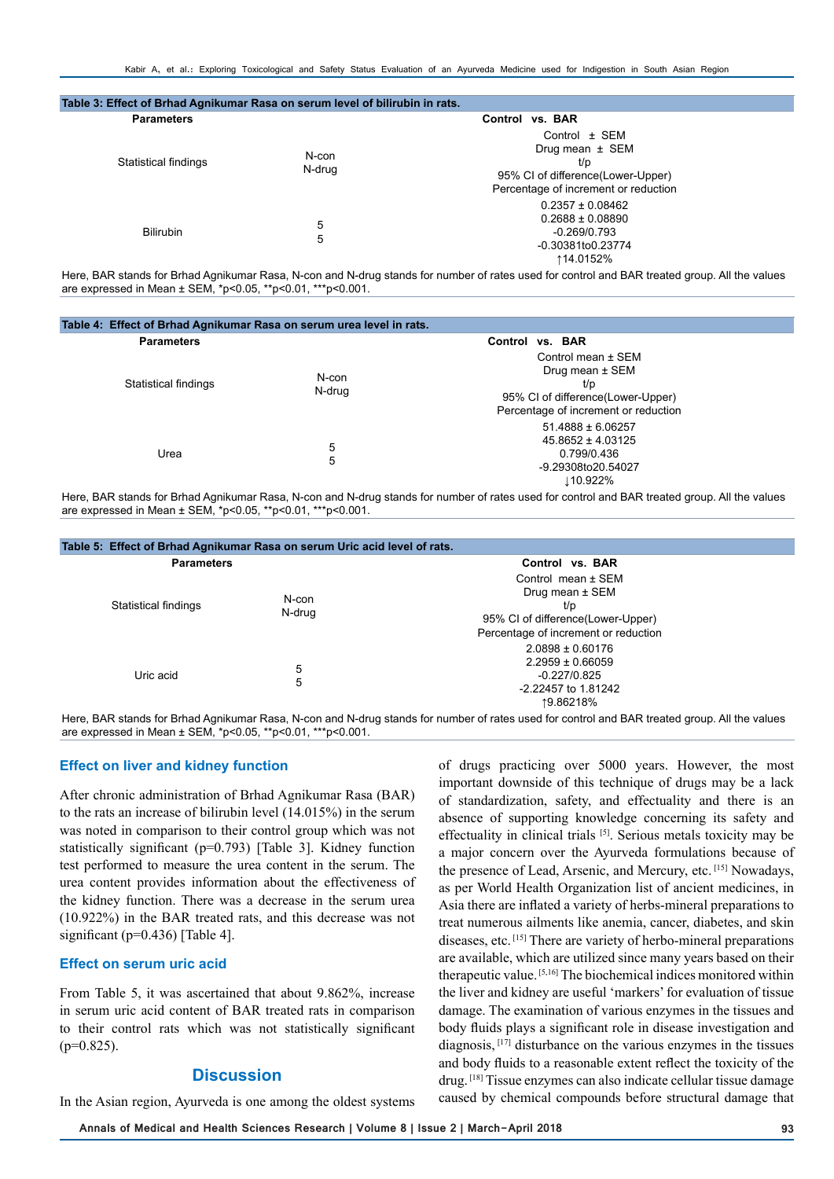**Table 3: Effect of Brhad Agnikumar Rasa on serum level of bilirubin in rats.**

| Parameters | | Control vs. BAR |
|---|---|---|
| Statistical findings | N-con<br>N-drug | Control ± SEM<br>Drug mean ± SEM<br>t/p<br>95% CI of difference(Lower-Upper)<br>Percentage of increment or reduction |
| Bilirubin | 5<br>5 | 0.2357 ± 0.08462<br>0.2688 ± 0.08890<br>-0.269/0.793<br>-0.30381to0.23774<br>↑14.0152% |

Here, BAR stands for Brhad Agnikumar Rasa, N-con and N-drug stands for number of rates used for control and BAR treated group. All the values are expressed in Mean ± SEM, *p<0.05, **p<0.01, ***p<0.001.

**Table 4: Effect of Brhad Agnikumar Rasa on serum urea level in rats.**

| Parameters | | Control vs. BAR |
|---|---|---|
| Statistical findings | N-con<br>N-drug | Control mean ± SEM<br>Drug mean ± SEM<br>t/p<br>95% CI of difference(Lower-Upper)<br>Percentage of increment or reduction |
| Urea | 5<br>5 | 51.4888 ± 6.06257<br>45.8652 ± 4.03125<br>0.799/0.436<br>-9.29308to20.54027<br>↓10.922% |

Here, BAR stands for Brhad Agnikumar Rasa, N-con and N-drug stands for number of rates used for control and BAR treated group. All the values are expressed in Mean ± SEM, *p<0.05, **p<0.01, ***p<0.001.

**Table 5: Effect of Brhad Agnikumar Rasa on serum Uric acid level of rats.**

| Parameters | | Control vs. BAR |
|---|---|---|
| Statistical findings | N-con<br>N-drug | Control mean ± SEM<br>Drug mean ± SEM<br>t/p<br>95% CI of difference(Lower-Upper)<br>Percentage of increment or reduction |
| Uric acid | 5<br>5 | 2.0898 ± 0.60176<br>2.2959 ± 0.66059<br>-0.227/0.825<br>-2.22457 to 1.81242<br>↑9.86218% |

Here, BAR stands for Brhad Agnikumar Rasa, N-con and N-drug stands for number of rates used for control and BAR treated group. All the values are expressed in Mean ± SEM, *p<0.05, **p<0.01, ***p<0.001.

### Effect on liver and kidney function

After chronic administration of Brhad Agnikumar Rasa (BAR) to the rats an increase of bilirubin level (14.015%) in the serum was noted in comparison to their control group which was not statistically significant (p=0.793) [Table 3]. Kidney function test performed to measure the urea content in the serum. The urea content provides information about the effectiveness of the kidney function. There was a decrease in the serum urea (10.922%) in the BAR treated rats, and this decrease was not significant (p=0.436) [Table 4].

### Effect on serum uric acid

From Table 5, it was ascertained that about 9.862%, increase in serum uric acid content of BAR treated rats in comparison to their control rats which was not statistically significant (p=0.825).

## Discussion

In the Asian region, Ayurveda is one among the oldest systems of drugs practicing over 5000 years. However, the most important downside of this technique of drugs may be a lack of standardization, safety, and effectuality and there is an absence of supporting knowledge concerning its safety and effectuality in clinical trials [5]. Serious metals toxicity may be a major concern over the Ayurveda formulations because of the presence of Lead, Arsenic, and Mercury, etc. [15] Nowadays, as per World Health Organization list of ancient medicines, in Asia there are inflated a variety of herbs-mineral preparations to treat numerous ailments like anemia, cancer, diabetes, and skin diseases, etc. [15] There are variety of herbo-mineral preparations are available, which are utilized since many years based on their therapeutic value. [5,16] The biochemical indices monitored within the liver and kidney are useful 'markers' for evaluation of tissue damage. The examination of various enzymes in the tissues and body fluids plays a significant role in disease investigation and diagnosis, [17] disturbance on the various enzymes in the tissues and body fluids to a reasonable extent reflect the toxicity of the drug. [18] Tissue enzymes can also indicate cellular tissue damage caused by chemical compounds before structural damage that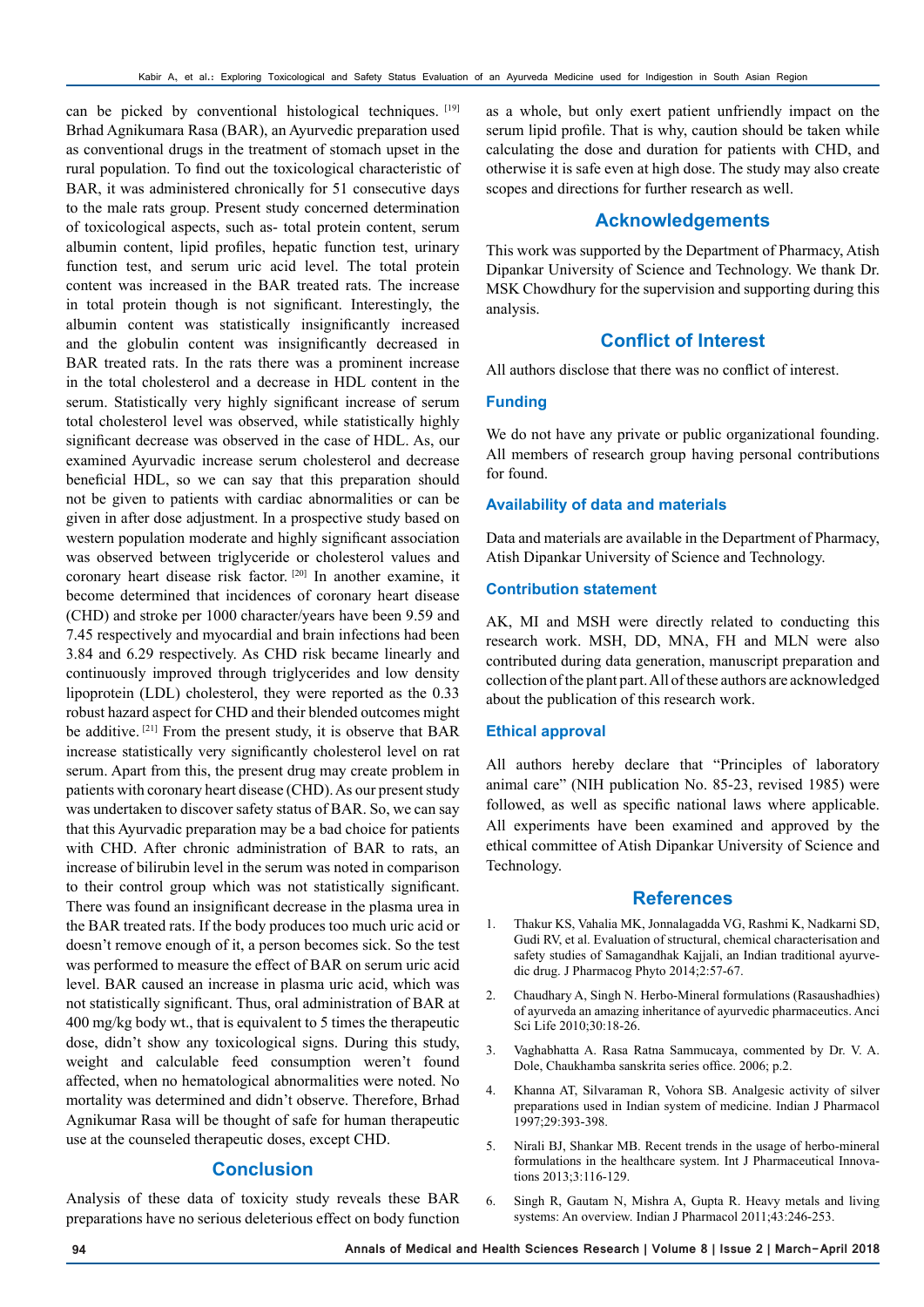can be picked by conventional histological techniques. [19] Brhad Agnikumara Rasa (BAR), an Ayurvedic preparation used as conventional drugs in the treatment of stomach upset in the rural population. To find out the toxicological characteristic of BAR, it was administered chronically for 51 consecutive days to the male rats group. Present study concerned determination of toxicological aspects, such as- total protein content, serum albumin content, lipid profiles, hepatic function test, urinary function test, and serum uric acid level. The total protein content was increased in the BAR treated rats. The increase in total protein though is not significant. Interestingly, the albumin content was statistically insignificantly increased and the globulin content was insignificantly decreased in BAR treated rats. In the rats there was a prominent increase in the total cholesterol and a decrease in HDL content in the serum. Statistically very highly significant increase of serum total cholesterol level was observed, while statistically highly significant decrease was observed in the case of HDL. As, our examined Ayurvadic increase serum cholesterol and decrease beneficial HDL, so we can say that this preparation should not be given to patients with cardiac abnormalities or can be given in after dose adjustment. In a prospective study based on western population moderate and highly significant association was observed between triglyceride or cholesterol values and coronary heart disease risk factor. [20] In another examine, it become determined that incidences of coronary heart disease (CHD) and stroke per 1000 character/years have been 9.59 and 7.45 respectively and myocardial and brain infections had been 3.84 and 6.29 respectively. As CHD risk became linearly and continuously improved through triglycerides and low density lipoprotein (LDL) cholesterol, they were reported as the 0.33 robust hazard aspect for CHD and their blended outcomes might be additive. [21] From the present study, it is observe that BAR increase statistically very significantly cholesterol level on rat serum. Apart from this, the present drug may create problem in patients with coronary heart disease (CHD). As our present study was undertaken to discover safety status of BAR. So, we can say that this Ayurvadic preparation may be a bad choice for patients with CHD. After chronic administration of BAR to rats, an increase of bilirubin level in the serum was noted in comparison to their control group which was not statistically significant. There was found an insignificant decrease in the plasma urea in the BAR treated rats. If the body produces too much uric acid or doesn't remove enough of it, a person becomes sick. So the test was performed to measure the effect of BAR on serum uric acid level. BAR caused an increase in plasma uric acid, which was not statistically significant. Thus, oral administration of BAR at 400 mg/kg body wt., that is equivalent to 5 times the therapeutic dose, didn't show any toxicological signs. During this study, weight and calculable feed consumption weren't found affected, when no hematological abnormalities were noted. No mortality was determined and didn't observe. Therefore, Brhad Agnikumar Rasa will be thought of safe for human therapeutic use at the counseled therapeutic doses, except CHD.

## Conclusion

Analysis of these data of toxicity study reveals these BAR preparations have no serious deleterious effect on body function as a whole, but only exert patient unfriendly impact on the serum lipid profile. That is why, caution should be taken while calculating the dose and duration for patients with CHD, and otherwise it is safe even at high dose. The study may also create scopes and directions for further research as well.

## Acknowledgements

This work was supported by the Department of Pharmacy, Atish Dipankar University of Science and Technology. We thank Dr. MSK Chowdhury for the supervision and supporting during this analysis.

## Conflict of Interest

All authors disclose that there was no conflict of interest.

### Funding

We do not have any private or public organizational founding. All members of research group having personal contributions for found.

### Availability of data and materials

Data and materials are available in the Department of Pharmacy, Atish Dipankar University of Science and Technology.

### Contribution statement

AK, MI and MSH were directly related to conducting this research work. MSH, DD, MNA, FH and MLN were also contributed during data generation, manuscript preparation and collection of the plant part. All of these authors are acknowledged about the publication of this research work.

### Ethical approval

All authors hereby declare that "Principles of laboratory animal care" (NIH publication No. 85-23, revised 1985) were followed, as well as specific national laws where applicable. All experiments have been examined and approved by the ethical committee of Atish Dipankar University of Science and Technology.

## References

1. Thakur KS, Vahalia MK, Jonnalagadda VG, Rashmi K, Nadkarni SD, Gudi RV, et al. Evaluation of structural, chemical characterisation and safety studies of Samagandhak Kajjali, an Indian traditional ayurvedic drug. J Pharmacog Phyto 2014;2:57-67.
2. Chaudhary A, Singh N. Herbo-Mineral formulations (Rasaushadhies) of ayurveda an amazing inheritance of ayurvedic pharmaceutics. Anci Sci Life 2010;30:18-26.
3. Vaghabhatta A. Rasa Ratna Sammucaya, commented by Dr. V. A. Dole, Chaukhamba sanskrita series office. 2006; p.2.
4. Khanna AT, Silvaraman R, Vohora SB. Analgesic activity of silver preparations used in Indian system of medicine. Indian J Pharmacol 1997;29:393-398.
5. Nirali BJ, Shankar MB. Recent trends in the usage of herbo-mineral formulations in the healthcare system. Int J Pharmaceutical Innovations 2013;3:116-129.
6. Singh R, Gautam N, Mishra A, Gupta R. Heavy metals and living systems: An overview. Indian J Pharmacol 2011;43:246-253.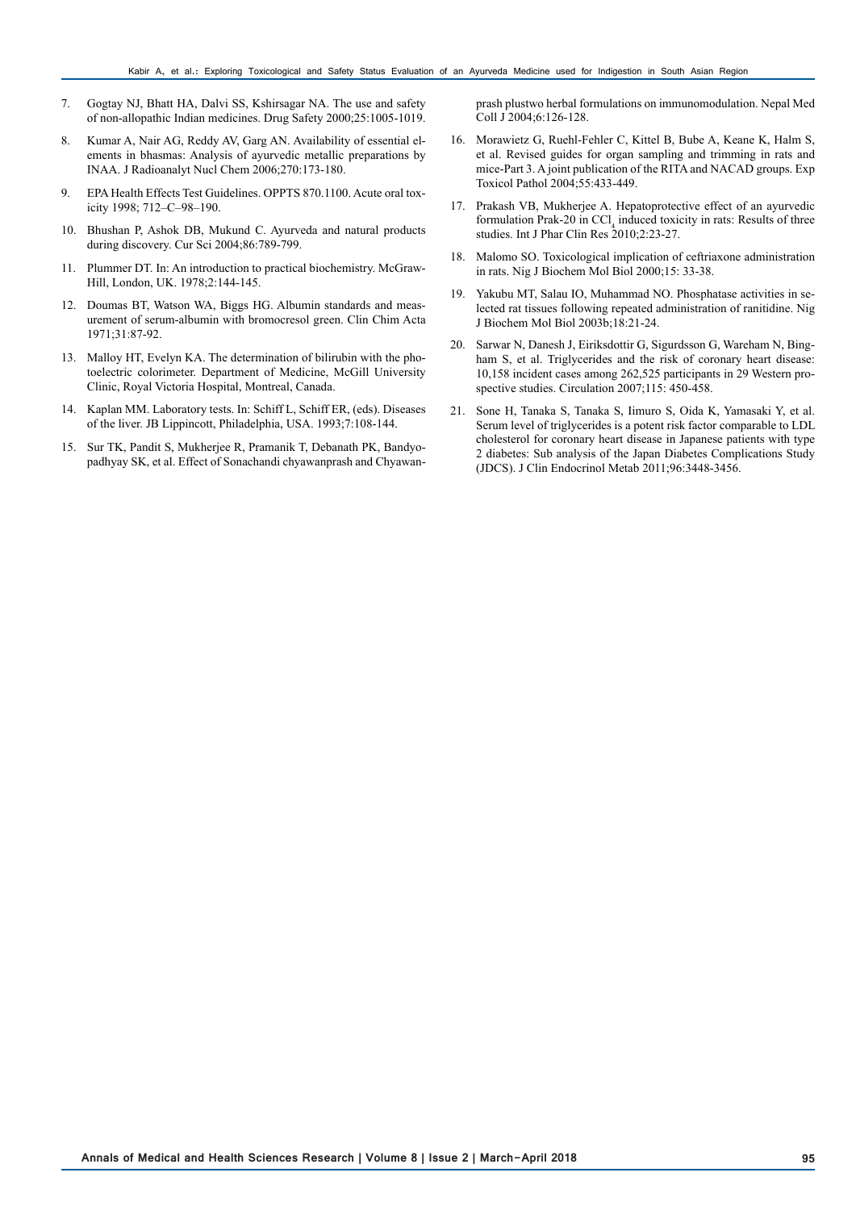7. Gogtay NJ, Bhatt HA, Dalvi SS, Kshirsagar NA. The use and safety of non-allopathic Indian medicines. Drug Safety 2000;25:1005-1019.

8. Kumar A, Nair AG, Reddy AV, Garg AN. Availability of essential elements in bhasmas: Analysis of ayurvedic metallic preparations by INAA. J Radioanalyt Nucl Chem 2006;270:173-180.

9. EPA Health Effects Test Guidelines. OPPTS 870.1100. Acute oral toxicity 1998; 712–C–98–190.

10. Bhushan P, Ashok DB, Mukund C. Ayurveda and natural products during discovery. Cur Sci 2004;86:789-799.

11. Plummer DT. In: An introduction to practical biochemistry. McGraw-Hill, London, UK. 1978;2:144-145.

12. Doumas BT, Watson WA, Biggs HG. Albumin standards and measurement of serum-albumin with bromocresol green. Clin Chim Acta 1971;31:87-92.

13. Malloy HT, Evelyn KA. The determination of bilirubin with the photoelectric colorimeter. Department of Medicine, McGill University Clinic, Royal Victoria Hospital, Montreal, Canada.

14. Kaplan MM. Laboratory tests. In: Schiff L, Schiff ER, (eds). Diseases of the liver. JB Lippincott, Philadelphia, USA. 1993;7:108-144.

15. Sur TK, Pandit S, Mukherjee R, Pramanik T, Debanath PK, Bandyopadhyay SK, et al. Effect of Sonachandi chyawanprash and Chyawanprash plustwo herbal formulations on immunomodulation. Nepal Med Coll J 2004;6:126-128.

16. Morawietz G, Ruehl-Fehler C, Kittel B, Bube A, Keane K, Halm S, et al. Revised guides for organ sampling and trimming in rats and mice-Part 3. A joint publication of the RITA and NACAD groups. Exp Toxicol Pathol 2004;55:433-449.

17. Prakash VB, Mukherjee A. Hepatoprotective effect of an ayurvedic formulation Prak-20 in $CCl_4$ induced toxicity in rats: Results of three studies. Int J Phar Clin Res 2010;2:23-27.

18. Malomo SO. Toxicological implication of ceftriaxone administration in rats. Nig J Biochem Mol Biol 2000;15: 33-38.

19. Yakubu MT, Salau IO, Muhammad NO. Phosphatase activities in selected rat tissues following repeated administration of ranitidine. Nig J Biochem Mol Biol 2003b;18:21-24.

20. Sarwar N, Danesh J, Eiriksdottir G, Sigurdsson G, Wareham N, Bingham S, et al. Triglycerides and the risk of coronary heart disease: 10,158 incident cases among 262,525 participants in 29 Western prospective studies. Circulation 2007;115: 450-458.

21. Sone H, Tanaka S, Tanaka S, Iimuro S, Oida K, Yamasaki Y, et al. Serum level of triglycerides is a potent risk factor comparable to LDL cholesterol for coronary heart disease in Japanese patients with type 2 diabetes: Sub analysis of the Japan Diabetes Complications Study (JDCS). J Clin Endocrinol Metab 2011;96:3448-3456.